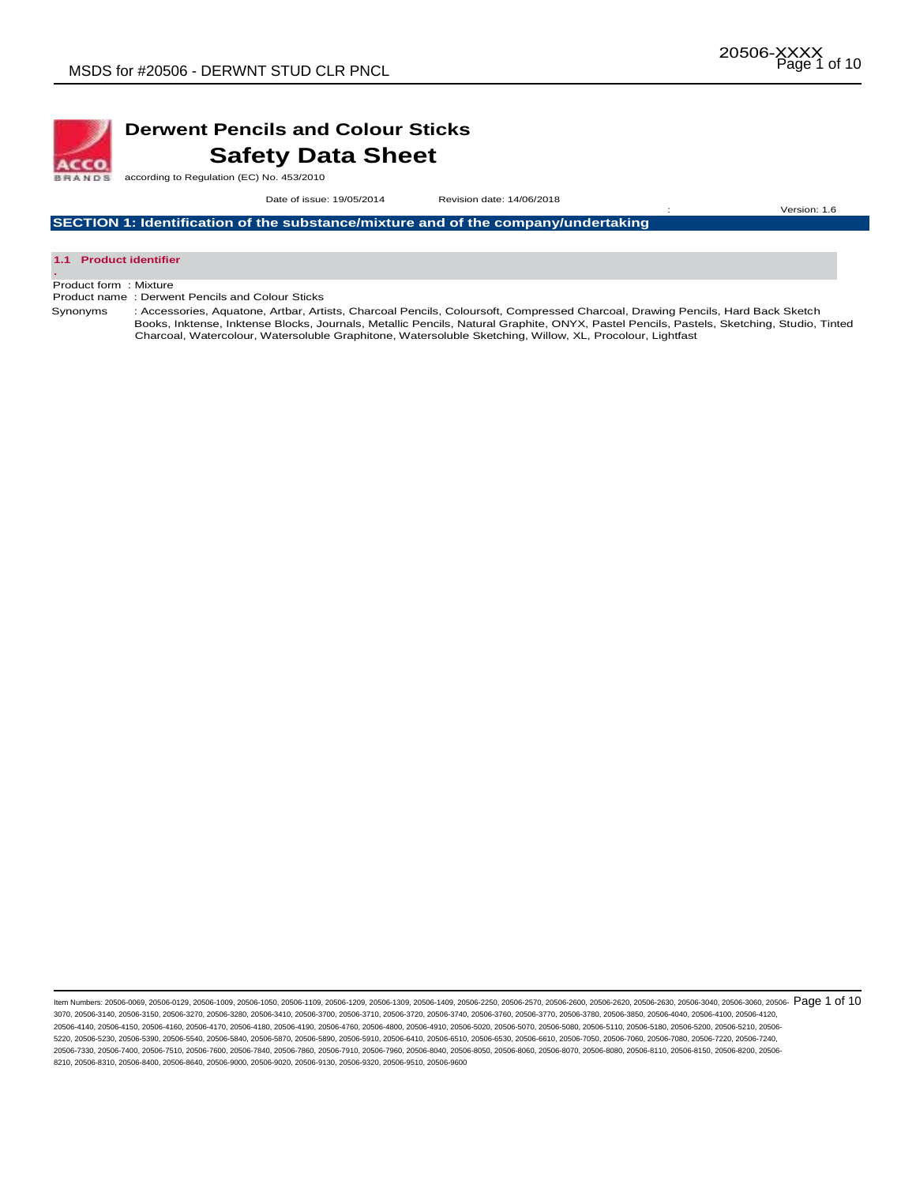# Derwent Pencils and Colour Sticks

## Safety Data Sheet

according to Regulation (EC) No. 453/2010

Date of issue: 19/05/2014 Revision date: 14/06/2018 : Version: 1.6

## SECTION 1: Identification of the substance/mixture and of the company/undertaking

### 1.1 Product identifier

Product form : Mixture

Product name : Derwent Pencils and Colour Sticks

Synonyms : Accessories, Aquatone, Artbar, Artists, Charcoal Pencils, Coloursoft, Compressed Charcoal, Drawing Pencils, Hard Back Sketch Books, Inktense, Inktense Blocks, Journals, Metallic Pencils, Natural Graphite, ONYX, Pastel Pencils, Pastels, Sketching, Studio, Tinted Charcoal, Watercolour, Watersoluble Graphitone, Watersoluble Sketching, Willow, XL, Procolour, Lightfast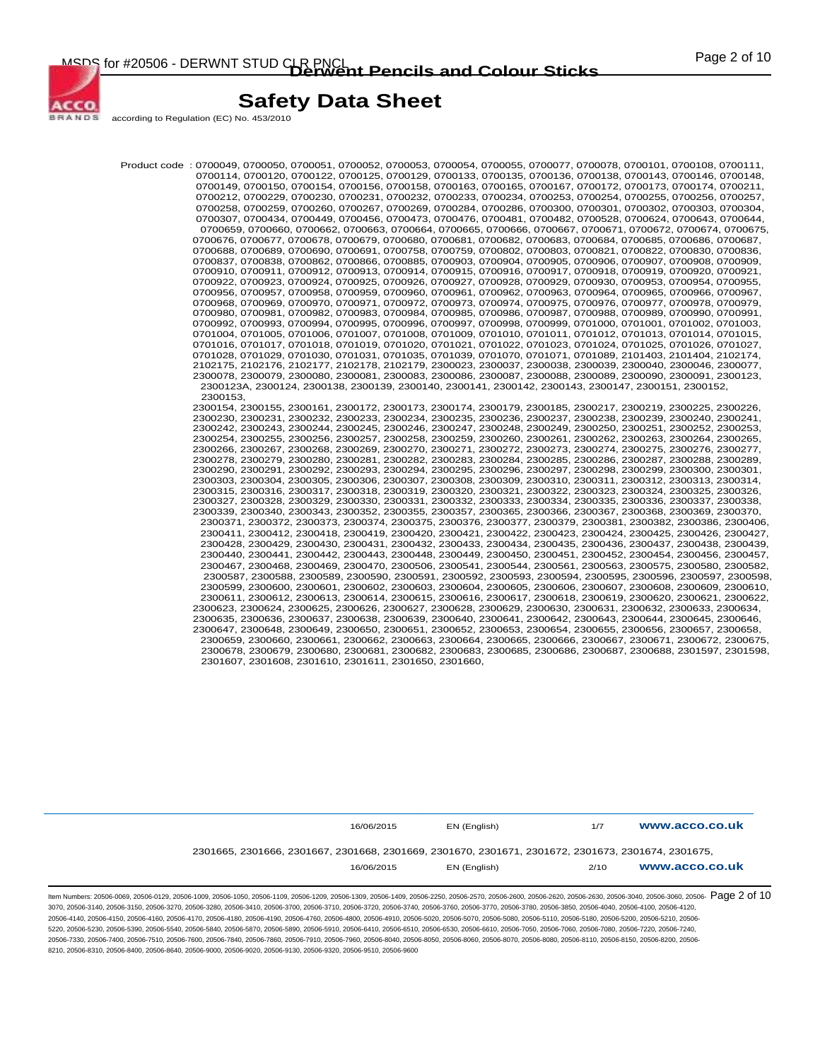## Safety Data Sheet

according to Regulation (EC) No. 453/2010

Product code : 0700049, 0700050, 0700051, 0700052, 0700053, 0700054, 0700055, 0700077, 0700078, 0700101, 0700108, 0700111, 0700114, 0700120, 0700122, 0700125, 0700129, 0700133, 0700135, 0700136, 0700138, 0700143, 0700146, 0700148, 0700149, 0700150, 0700154, 0700156, 0700158, 0700163, 0700165, 0700167, 0700172, 0700173, 0700174, 0700211, 0700212, 0700229, 0700230, 0700231, 0700232, 0700233, 0700234, 0700253, 0700254, 0700255, 0700256, 0700257, 0700258, 0700259, 0700260, 0700267, 0700269, 0700284, 0700286, 0700300, 0700301, 0700302, 0700303, 0700304, 0700307, 0700434, 0700449, 0700456, 0700473, 0700476, 0700481, 0700482, 0700528, 0700624, 0700643, 0700644, 0700659, 0700660, 0700662, 0700663, 0700664, 0700665, 0700666, 0700667, 0700671, 0700672, 0700674, 0700675, 0700676, 0700677, 0700678, 0700679, 0700680, 0700681, 0700682, 0700683, 0700684, 0700685, 0700686, 0700687, 0700688, 0700689, 0700690, 0700691, 0700758, 0700759, 0700802, 0700803, 0700821, 0700822, 0700830, 0700836, 0700837, 0700838, 0700862, 0700866, 0700885, 0700903, 0700904, 0700905, 0700906, 0700907, 0700908, 0700909, 0700910, 0700911, 0700912, 0700913, 0700914, 0700915, 0700916, 0700917, 0700918, 0700919, 0700920, 0700921, 0700922, 0700923, 0700924, 0700925, 0700926, 0700927, 0700928, 0700929, 0700930, 0700953, 0700954, 0700955, 0700956, 0700957, 0700958, 0700959, 0700960, 0700961, 0700962, 0700963, 0700964, 0700965, 0700966, 0700967, 0700968, 0700969, 0700970, 0700971, 0700972, 0700973, 0700974, 0700975, 0700976, 0700977, 0700978, 0700979, 0700980, 0700981, 0700982, 0700983, 0700984, 0700985, 0700986, 0700987, 0700988, 0700989, 0700990, 0700991, 0700992, 0700993, 0700994, 0700995, 0700996, 0700997, 0700998, 0700999, 0701000, 0701001, 0701002, 0701003, 0701004, 0701005, 0701006, 0701007, 0701008, 0701009, 0701010, 0701011, 0701012, 0701013, 0701014, 0701015, 0701016, 0701017, 0701018, 0701019, 0701020, 0701021, 0701022, 0701023, 0701024, 0701025, 0701026, 0701027, 0701028, 0701029, 0701030, 0701031, 0701035, 0701039, 0701070, 0701071, 0701089, 2101403, 2101404, 2102174, 2102175, 2102176, 2102177, 2102178, 2102179, 2300023, 2300037, 2300038, 2300039, 2300040, 2300046, 2300077, 2300078, 2300079, 2300080, 2300081, 2300083, 2300086, 2300087, 2300088, 2300089, 2300090, 2300091, 2300123, 2300123A, 2300124, 2300138, 2300139, 2300140, 2300141, 2300142, 2300143, 2300147, 2300151, 2300152, 2300153,
2300154, 2300155, 2300161, 2300172, 2300173, 2300174, 2300179, 2300185, 2300217, 2300219, 2300225, 2300226, 2300230, 2300231, 2300232, 2300233, 2300234, 2300235, 2300236, 2300237, 2300238, 2300239, 2300240, 2300241, 2300242, 2300243, 2300244, 2300245, 2300246, 2300247, 2300248, 2300249, 2300250, 2300251, 2300252, 2300253, 2300254, 2300255, 2300256, 2300257, 2300258, 2300259, 2300260, 2300261, 2300262, 2300263, 2300264, 2300265, 2300266, 2300267, 2300268, 2300269, 2300270, 2300271, 2300272, 2300273, 2300274, 2300275, 2300276, 2300277, 2300278, 2300279, 2300280, 2300281, 2300282, 2300283, 2300284, 2300285, 2300286, 2300287, 2300288, 2300289, 2300290, 2300291, 2300292, 2300293, 2300294, 2300295, 2300296, 2300297, 2300298, 2300299, 2300300, 2300301, 2300303, 2300304, 2300305, 2300306, 2300307, 2300308, 2300309, 2300310, 2300311, 2300312, 2300313, 2300314, 2300315, 2300316, 2300317, 2300318, 2300319, 2300320, 2300321, 2300322, 2300323, 2300324, 2300325, 2300326, 2300327, 2300328, 2300329, 2300330, 2300331, 2300332, 2300333, 2300334, 2300335, 2300336, 2300337, 2300338, 2300339, 2300340, 2300343, 2300352, 2300355, 2300357, 2300365, 2300366, 2300367, 2300368, 2300369, 2300370, 2300371, 2300372, 2300373, 2300374, 2300375, 2300376, 2300377, 2300379, 2300381, 2300382, 2300386, 2300406, 2300411, 2300412, 2300418, 2300419, 2300420, 2300421, 2300422, 2300423, 2300424, 2300425, 2300426, 2300427, 2300428, 2300429, 2300430, 2300431, 2300432, 2300433, 2300434, 2300435, 2300436, 2300437, 2300438, 2300439, 2300440, 2300441, 2300442, 2300443, 2300448, 2300449, 2300450, 2300451, 2300452, 2300454, 2300456, 2300457, 2300467, 2300468, 2300469, 2300470, 2300506, 2300541, 2300544, 2300561, 2300563, 2300575, 2300580, 2300582, 2300587, 2300588, 2300589, 2300590, 2300591, 2300592, 2300593, 2300594, 2300595, 2300596, 2300597, 2300598, 2300599, 2300600, 2300601, 2300602, 2300603, 2300604, 2300605, 2300606, 2300607, 2300608, 2300609, 2300610, 2300611, 2300612, 2300613, 2300614, 2300615, 2300616, 2300617, 2300618, 2300619, 2300620, 2300621, 2300622, 2300623, 2300624, 2300625, 2300626, 2300627, 2300628, 2300629, 2300630, 2300631, 2300632, 2300633, 2300634, 2300635, 2300636, 2300637, 2300638, 2300639, 2300640, 2300641, 2300642, 2300643, 2300644, 2300645, 2300646, 2300647, 2300648, 2300649, 2300650, 2300651, 2300652, 2300653, 2300654, 2300655, 2300656, 2300657, 2300658, 2300659, 2300660, 2300661, 2300662, 2300663, 2300664, 2300665, 2300666, 2300667, 2300671, 2300672, 2300675, 2300678, 2300679, 2300680, 2300681, 2300682, 2300683, 2300685, 2300686, 2300687, 2300688, 2301597, 2301598, 2301607, 2301608, 2301610, 2301611, 2301650, 2301660,

2301665, 2301666, 2301667, 2301668, 2301669, 2301670, 2301671, 2301672, 2301673, 2301674, 2301675,

Item Numbers: 20506-0069, 20506-0129, 20506-1009, 20506-1050, 20506-1109, 20506-1209, 20506-1309, 20506-1409, 20506-2250, 20506-2570, 20506-2600, 20506-2620, 20506-2630, 20506-3040, 20506-3060, 20506-3070, 20506-3140, 20506-3150, 20506-3270, 20506-3280, 20506-3410, 20506-3700, 20506-3710, 20506-3720, 20506-3740, 20506-3760, 20506-3770, 20506-3780, 20506-3850, 20506-4040, 20506-4100, 20506-4120, 20506-4140, 20506-4150, 20506-4160, 20506-4170, 20506-4180, 20506-4190, 20506-4760, 20506-4800, 20506-4910, 20506-5020, 20506-5070, 20506-5080, 20506-5110, 20506-5180, 20506-5200, 20506-5210, 20506-5220, 20506-5230, 20506-5390, 20506-5540, 20506-5840, 20506-5870, 20506-5890, 20506-5910, 20506-6410, 20506-6510, 20506-6530, 20506-6610, 20506-7050, 20506-7060, 20506-7080, 20506-7220, 20506-7240, 20506-7330, 20506-7400, 20506-7510, 20506-7600, 20506-7840, 20506-7860, 20506-7910, 20506-7960, 20506-8040, 20506-8050, 20506-8060, 20506-8070, 20506-8080, 20506-8110, 20506-8150, 20506-8200, 20506-8210, 20506-8310, 20506-8400, 20506-8640, 20506-9000, 20506-9020, 20506-9130, 20506-9320, 20506-9510, 20506-9600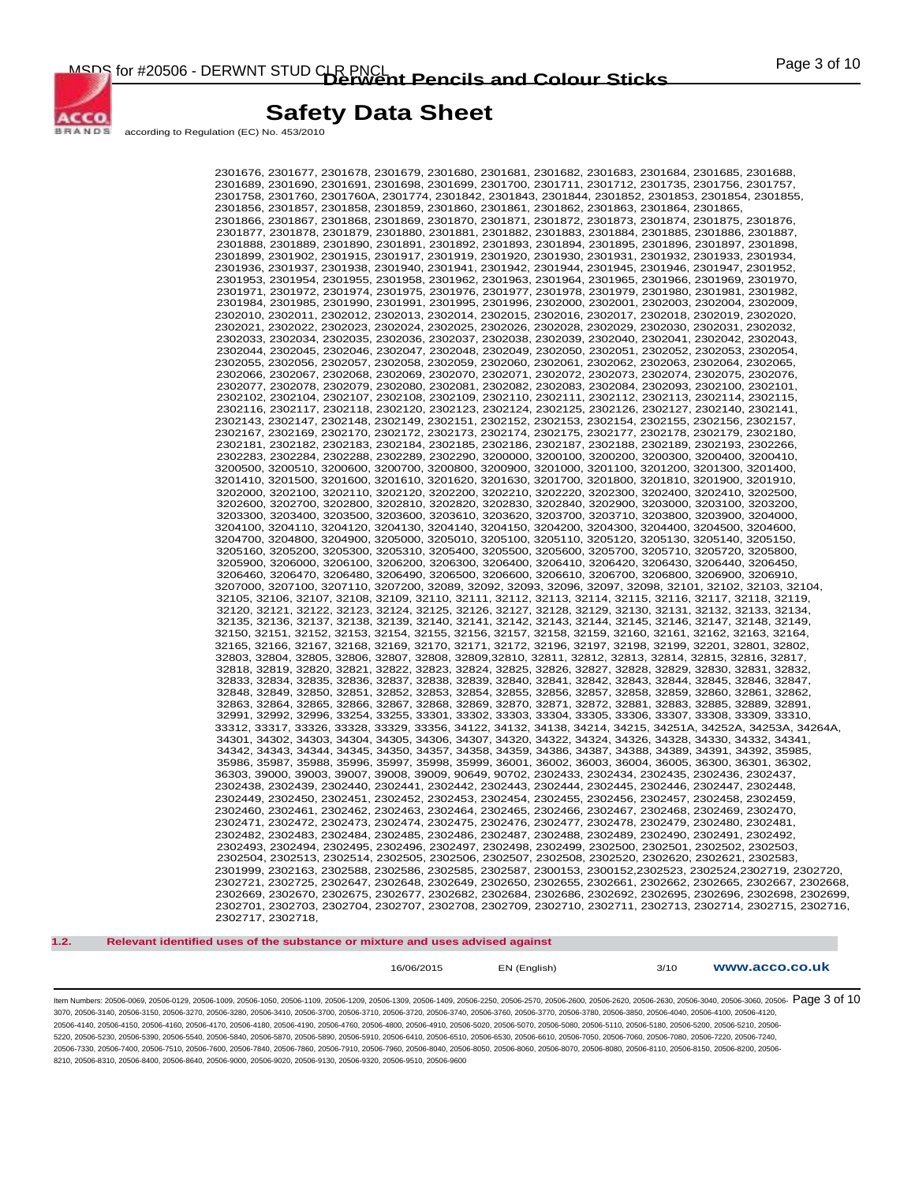2301676, 2301677, 2301678, 2301679, 2301680, 2301681, 2301682, 2301683, 2301684, 2301685, 2301688, 2301689, 2301690, 2301691, 2301698, 2301699, 2301700, 2301711, 2301712, 2301735, 2301756, 2301757, 2301758, 2301760, 2301760A, 2301774, 2301842, 2301843, 2301844, 2301852, 2301853, 2301854, 2301855, 2301856, 2301857, 2301858, 2301859, 2301860, 2301861, 2301862, 2301863, 2301864, 2301865, 2301866, 2301867, 2301868, 2301869, 2301870, 2301871, 2301872, 2301873, 2301874, 2301875, 2301876, 2301877, 2301878, 2301879, 2301880, 2301881, 2301882, 2301883, 2301884, 2301885, 2301886, 2301887, 2301888, 2301889, 2301890, 2301891, 2301892, 2301893, 2301894, 2301895, 2301896, 2301897, 2301898, 2301899, 2301902, 2301915, 2301917, 2301919, 2301920, 2301930, 2301931, 2301932, 2301933, 2301934, 2301936, 2301937, 2301938, 2301940, 2301941, 2301942, 2301944, 2301945, 2301946, 2301947, 2301952, 2301953, 2301954, 2301955, 2301958, 2301962, 2301963, 2301964, 2301965, 2301966, 2301969, 2301970, 2301971, 2301972, 2301974, 2301975, 2301976, 2301977, 2301978, 2301979, 2301980, 2301981, 2301982, 2301984, 2301985, 2301990, 2301991, 2301995, 2301996, 2302000, 2302001, 2302003, 2302004, 2302009, 2302010, 2302011, 2302012, 2302013, 2302014, 2302015, 2302016, 2302017, 2302018, 2302019, 2302020, 2302021, 2302022, 2302023, 2302024, 2302025, 2302026, 2302028, 2302029, 2302030, 2302031, 2302032, 2302033, 2302034, 2302035, 2302036, 2302037, 2302038, 2302039, 2302040, 2302041, 2302042, 2302043, 2302044, 2302045, 2302046, 2302047, 2302048, 2302049, 2302050, 2302051, 2302052, 2302053, 2302054, 2302055, 2302056, 2302057, 2302058, 2302059, 2302060, 2302061, 2302062, 2302063, 2302064, 2302065, 2302066, 2302067, 2302068, 2302069, 2302070, 2302071, 2302072, 2302073, 2302074, 2302075, 2302076, 2302077, 2302078, 2302079, 2302080, 2302081, 2302082, 2302083, 2302084, 2302093, 2302100, 2302101, 2302102, 2302104, 2302107, 2302108, 2302109, 2302110, 2302111, 2302112, 2302113, 2302114, 2302115, 2302116, 2302117, 2302118, 2302120, 2302123, 2302124, 2302125, 2302126, 2302127, 2302140, 2302141, 2302143, 2302147, 2302148, 2302149, 2302151, 2302152, 2302153, 2302154, 2302155, 2302156, 2302157, 2302167, 2302169, 2302170, 2302172, 2302173, 2302174, 2302175, 2302177, 2302178, 2302179, 2302180, 2302181, 2302182, 2302183, 2302184, 2302185, 2302186, 2302187, 2302188, 2302189, 2302193, 2302266, 2302283, 2302284, 2302288, 2302289, 2302290, 3200000, 3200100, 3200200, 3200300, 3200400, 3200410, 3200500, 3200510, 3200600, 3200700, 3200800, 3200900, 3201000, 3201100, 3201200, 3201300, 3201400, 3201410, 3201500, 3201600, 3201610, 3201620, 3201630, 3201700, 3201800, 3201810, 3201900, 3201910, 3202000, 3202100, 3202110, 3202120, 3202200, 3202210, 3202220, 3202300, 3202400, 3202410, 3202500, 3202600, 3202700, 3202800, 3202810, 3202820, 3202830, 3202840, 3202900, 3203000, 3203100, 3203200, 3203300, 3203400, 3203500, 3203600, 3203610, 3203620, 3203700, 3203710, 3203800, 3203900, 3204000, 3204100, 3204110, 3204120, 3204130, 3204140, 3204150, 3204200, 3204300, 3204400, 3204500, 3204600, 3204700, 3204800, 3204900, 3205000, 3205010, 3205100, 3205110, 3205120, 3205130, 3205140, 3205150, 3205160, 3205200, 3205300, 3205310, 3205400, 3205500, 3205600, 3205700, 3205710, 3205720, 3205800, 3205900, 3206000, 3206100, 3206200, 3206300, 3206400, 3206410, 3206420, 3206430, 3206440, 3206450, 3206460, 3206470, 3206480, 3206490, 3206500, 3206600, 3206610, 3206700, 3206800, 3206900, 3206910, 3207000, 3207100, 3207110, 3207200, 32089, 32092, 32093, 32096, 32097, 32098, 32101, 32102, 32103, 32104, 32105, 32106, 32107, 32108, 32109, 32110, 32111, 32112, 32113, 32114, 32115, 32116, 32117, 32118, 32119, 32120, 32121, 32122, 32123, 32124, 32125, 32126, 32127, 32128, 32129, 32130, 32131, 32132, 32133, 32134, 32135, 32136, 32137, 32138, 32139, 32140, 32141, 32142, 32143, 32144, 32145, 32146, 32147, 32148, 32149, 32150, 32151, 32152, 32153, 32154, 32155, 32156, 32157, 32158, 32159, 32160, 32161, 32162, 32163, 32164, 32165, 32166, 32167, 32168, 32169, 32170, 32171, 32172, 32196, 32197, 32198, 32199, 32201, 32801, 32802, 32803, 32804, 32805, 32806, 32807, 32808, 32809,32810, 32811, 32812, 32813, 32814, 32815, 32816, 32817, 32818, 32819, 32820, 32821, 32822, 32823, 32824, 32825, 32826, 32827, 32828, 32829, 32830, 32831, 32832, 32833, 32834, 32835, 32836, 32837, 32838, 32839, 32840, 32841, 32842, 32843, 32844, 32845, 32846, 32847, 32848, 32849, 32850, 32851, 32852, 32853, 32854, 32855, 32856, 32857, 32858, 32859, 32860, 32861, 32862, 32863, 32864, 32865, 32866, 32867, 32868, 32869, 32870, 32871, 32872, 32881, 32883, 32885, 32889, 32891, 32991, 32992, 32996, 33254, 33255, 33301, 33302, 33303, 33304, 33305, 33306, 33307, 33308, 33309, 33310, 33312, 33317, 33326, 33328, 33329, 33356, 34122, 34132, 34138, 34214, 34215, 34251A, 34252A, 34253A, 34264A, 34301, 34302, 34303, 34304, 34305, 34306, 34307, 34320, 34322, 34324, 34326, 34328, 34330, 34332, 34341, 34342, 34343, 34344, 34345, 34350, 34357, 34358, 34359, 34386, 34387, 34388, 34389, 34391, 34392, 35985, 35986, 35987, 35988, 35996, 35997, 35998, 35999, 36001, 36002, 36003, 36004, 36005, 36300, 36301, 36302, 36303, 39000, 39003, 39007, 39008, 39009, 90649, 90702, 2302433, 2302434, 2302435, 2302436, 2302437, 2302438, 2302439, 2302440, 2302441, 2302442, 2302443, 2302444, 2302445, 2302446, 2302447, 2302448, 2302449, 2302450, 2302451, 2302452, 2302453, 2302454, 2302455, 2302456, 2302457, 2302458, 2302459, 2302460, 2302461, 2302462, 2302463, 2302464, 2302465, 2302466, 2302467, 2302468, 2302469, 2302470, 2302471, 2302472, 2302473, 2302474, 2302475, 2302476, 2302477, 2302478, 2302479, 2302480, 2302481, 2302482, 2302483, 2302484, 2302485, 2302486, 2302487, 2302488, 2302489, 2302490, 2302491, 2302492, 2302493, 2302494, 2302495, 2302496, 2302497, 2302498, 2302499, 2302500, 2302501, 2302502, 2302503, 2302504, 2302513, 2302514, 2302505, 2302506, 2302507, 2302508, 2302520, 2302620, 2302621, 2302583, 2301999, 2302163, 2302588, 2302586, 2302585, 2302587, 2300153, 2300152,2302523, 2302524,2302719, 2302720, 2302721, 2302725, 2302647, 2302648, 2302649, 2302650, 2302655, 2302661, 2302662, 2302665, 2302667, 2302668, 2302669, 2302670, 2302675, 2302677, 2302682, 2302684, 2302686, 2302692, 2302695, 2302696, 2302698, 2302699, 2302701, 2302703, 2302704, 2302707, 2302708, 2302709, 2302710, 2302711, 2302713, 2302714, 2302715, 2302716, 2302717, 2302718,

### 1.2. Relevant identified uses of the substance or mixture and uses advised against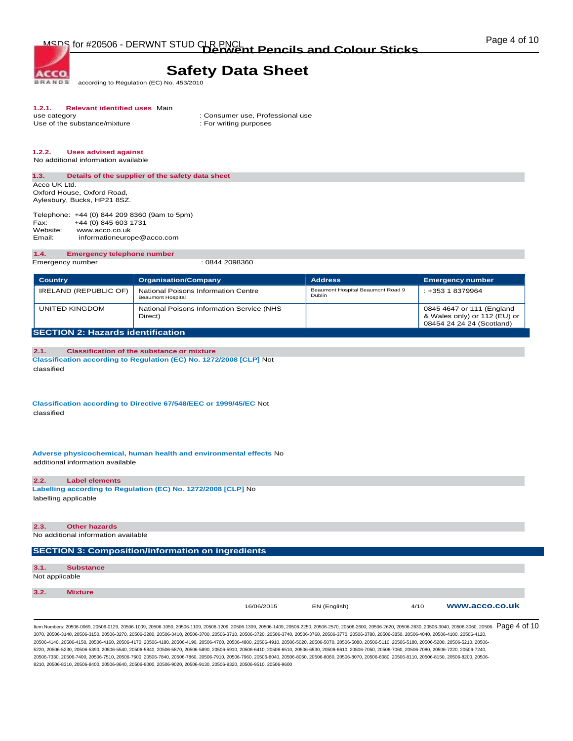**1.2.1. Relevant identified uses** Main use category : Consumer use, Professional use

Use of the substance/mixture : For writing purposes

**1.2.2. Uses advised against**

No additional information available

## 1.3. Details of the supplier of the safety data sheet

Acco UK Ltd.
Oxford House, Oxford Road,
Aylesbury, Bucks, HP21 8SZ.

Telephone: +44 (0) 844 209 8360 (9am to 5pm)
Fax: +44 (0) 845 603 1731
Website: www.acco.co.uk
Email: informationeurope@acco.com

## 1.4. Emergency telephone number

Emergency number : 0844 2098360

| Country | Organisation/Company | Address | Emergency number |
|---|---|---|---|
| IRELAND (REPUBLIC OF) | National Poisons Information Centre Beaumont Hospital | Beaumont Hospital Beaumont Road 9 Dublin | : +353 1 8379964 |
| UNITED KINGDOM | National Poisons Information Service (NHS Direct) | | 0845 4647 or 111 (England & Wales only) or 112 (EU) or 08454 24 24 24 (Scotland) |

# SECTION 2: Hazards identification

## 2.1. Classification of the substance or mixture

**Classification according to Regulation (EC) No. 1272/2008 [CLP]** Not classified

**Classification according to Directive 67/548/EEC or 1999/45/EC** Not classified

**Adverse physicochemical, human health and environmental effects** No additional information available

## 2.2. Label elements

**Labelling according to Regulation (EC) No. 1272/2008 [CLP]** No labelling applicable

## 2.3. Other hazards

No additional information available

# SECTION 3: Composition/information on ingredients

## 3.1. Substance

Not applicable

## 3.2. Mixture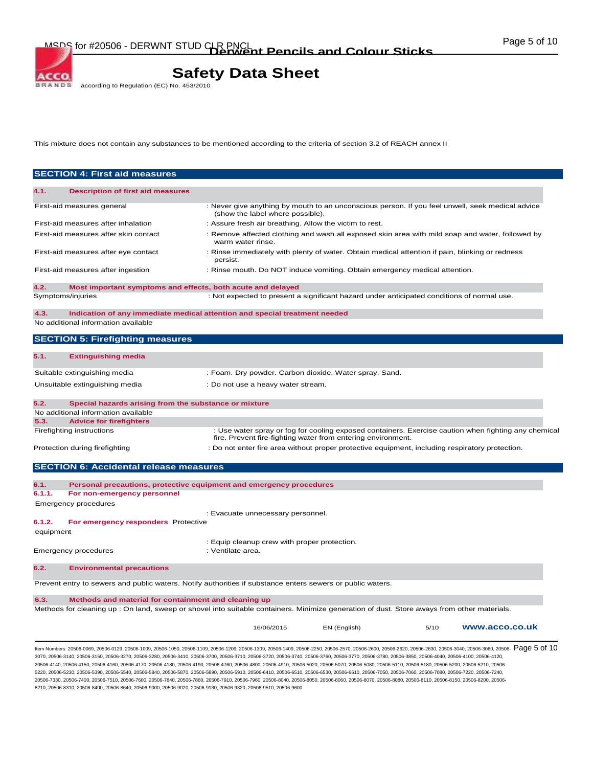This mixture does not contain any substances to be mentioned according to the criteria of section 3.2 of REACH annex II

## SECTION 4: First aid measures

### 4.1. Description of first aid measures

| | |
|---|---|
| First-aid measures general | : Never give anything by mouth to an unconscious person. If you feel unwell, seek medical advice (show the label where possible). |
| First-aid measures after inhalation | : Assure fresh air breathing. Allow the victim to rest. |
| First-aid measures after skin contact | : Remove affected clothing and wash all exposed skin area with mild soap and water, followed by warm water rinse. |
| First-aid measures after eye contact | : Rinse immediately with plenty of water. Obtain medical attention if pain, blinking or redness persist. |
| First-aid measures after ingestion | : Rinse mouth. Do NOT induce vomiting. Obtain emergency medical attention. |

### 4.2. Most important symptoms and effects, both acute and delayed

| | |
|---|---|
| Symptoms/injuries | : Not expected to present a significant hazard under anticipated conditions of normal use. |

### 4.3. Indication of any immediate medical attention and special treatment needed

No additional information available

## SECTION 5: Firefighting measures

### 5.1. Extinguishing media

| | |
|---|---|
| Suitable extinguishing media | : Foam. Dry powder. Carbon dioxide. Water spray. Sand. |
| Unsuitable extinguishing media | : Do not use a heavy water stream. |

### 5.2. Special hazards arising from the substance or mixture

No additional information available

### 5.3. Advice for firefighters

| | |
|---|---|
| Firefighting instructions | : Use water spray or fog for cooling exposed containers. Exercise caution when fighting any chemical fire. Prevent fire-fighting water from entering environment. |
| Protection during firefighting | : Do not enter fire area without proper protective equipment, including respiratory protection. |

## SECTION 6: Accidental release measures

### 6.1. Personal precautions, protective equipment and emergency procedures

#### 6.1.1. For non-emergency personnel

| | |
|---|---|
| Emergency procedures | : Evacuate unnecessary personnel. |

#### 6.1.2. For emergency responders

| | |
|---|---|
| Protective equipment | : Equip cleanup crew with proper protection. |
| Emergency procedures | : Ventilate area. |

### 6.2. Environmental precautions

Prevent entry to sewers and public waters. Notify authorities if substance enters sewers or public waters.

### 6.3. Methods and material for containment and cleaning up

Methods for cleaning up : On land, sweep or shovel into suitable containers. Minimize generation of dust. Store away from other materials.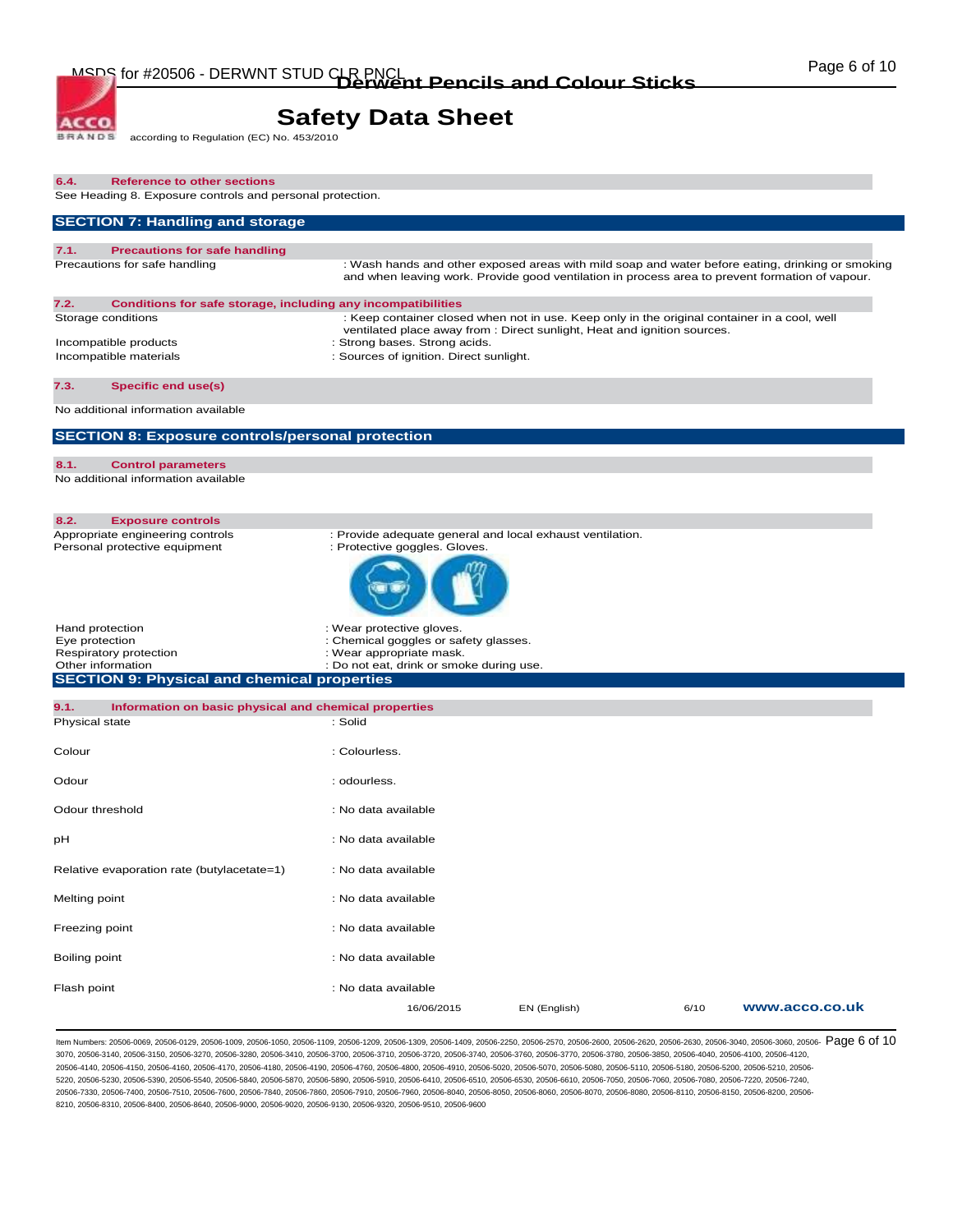#### 6.4. Reference to other sections

See Heading 8. Exposure controls and personal protection.

## SECTION 7: Handling and storage

#### 7.1. Precautions for safe handling

| | |
|---|---|
| Precautions for safe handling | : Wash hands and other exposed areas with mild soap and water before eating, drinking or smoking and when leaving work. Provide good ventilation in process area to prevent formation of vapour. |

#### 7.2. Conditions for safe storage, including any incompatibilities

| | |
|---|---|
| Storage conditions | : Keep container closed when not in use. Keep only in the original container in a cool, well ventilated place away from : Direct sunlight, Heat and ignition sources. |
| Incompatible products | : Strong bases. Strong acids. |
| Incompatible materials | : Sources of ignition. Direct sunlight. |

#### 7.3. Specific end use(s)

No additional information available

## SECTION 8: Exposure controls/personal protection

#### 8.1. Control parameters

No additional information available

#### 8.2. Exposure controls

| | |
|---|---|
| Appropriate engineering controls | : Provide adequate general and local exhaust ventilation. |
| Personal protective equipment | : Protective goggles. Gloves. |
| Hand protection | : Wear protective gloves. |
| Eye protection | : Chemical goggles or safety glasses. |
| Respiratory protection | : Wear appropriate mask. |
| Other information | : Do not eat, drink or smoke during use. |

## SECTION 9: Physical and chemical properties

#### 9.1. Information on basic physical and chemical properties

| | |
|---|---|
| Physical state | : Solid |
| Colour | : Colourless. |
| Odour | : odourless. |
| Odour threshold | : No data available |
| pH | : No data available |
| Relative evaporation rate (butylacetate=1) | : No data available |
| Melting point | : No data available |
| Freezing point | : No data available |
| Boiling point | : No data available |
| Flash point | : No data available |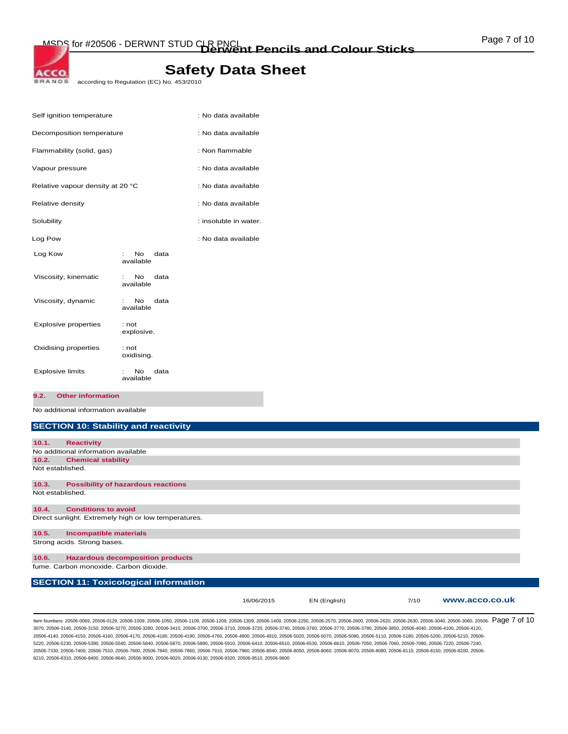| | |
|---|---|
| Self ignition temperature | : No data available |
| Decomposition temperature | : No data available |
| Flammability (solid, gas) | : Non flammable |
| Vapour pressure | : No data available |
| Relative vapour density at 20 °C | : No data available |
| Relative density | : No data available |
| Solubility | : insoluble in water. |
| Log Pow | : No data available |
| Log Kow | : No data available |
| Viscosity, kinematic | : No data available |
| Viscosity, dynamic | : No data available |
| Explosive properties | : not explosive. |
| Oxidising properties | : not oxidising. |
| Explosive limits | : No data available |

### 9.2. Other information

No additional information available

## SECTION 10: Stability and reactivity

### 10.1. Reactivity

No additional information available

### 10.2. Chemical stability

Not established.

### 10.3. Possibility of hazardous reactions

Not established.

### 10.4. Conditions to avoid

Direct sunlight. Extremely high or low temperatures.

### 10.5. Incompatible materials

Strong acids. Strong bases.

### 10.6. Hazardous decomposition products

fume. Carbon monoxide. Carbon dioxide.

## SECTION 11: Toxicological information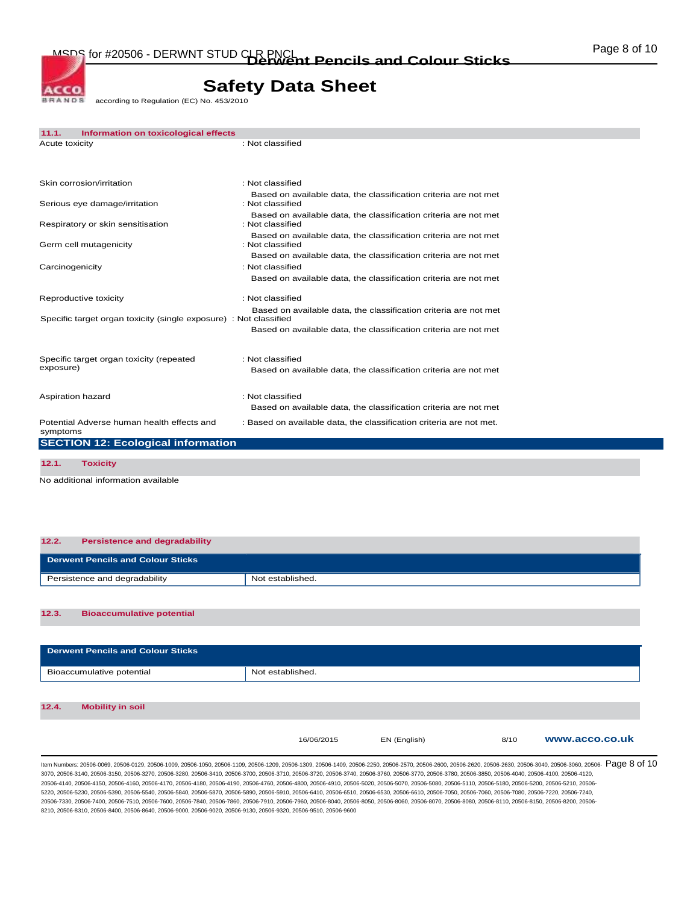### 11.1. Information on toxicological effects

| | |
|---|---|
| Acute toxicity | : Not classified |
| Skin corrosion/irritation | : Not classified<br>Based on available data, the classification criteria are not met |
| Serious eye damage/irritation | : Not classified<br>Based on available data, the classification criteria are not met |
| Respiratory or skin sensitisation | : Not classified<br>Based on available data, the classification criteria are not met |
| Germ cell mutagenicity | : Not classified<br>Based on available data, the classification criteria are not met |
| Carcinogenicity | : Not classified<br>Based on available data, the classification criteria are not met |
| Reproductive toxicity | : Not classified<br>Based on available data, the classification criteria are not met |
| Specific target organ toxicity (single exposure) | : Not classified<br>Based on available data, the classification criteria are not met |
| Specific target organ toxicity (repeated exposure) | : Not classified<br>Based on available data, the classification criteria are not met |
| Aspiration hazard | : Not classified<br>Based on available data, the classification criteria are not met |
| Potential Adverse human health effects and symptoms | : Based on available data, the classification criteria are not met. |

## SECTION 12: Ecological information

### 12.1. Toxicity

No additional information available

### 12.2. Persistence and degradability

| Derwent Pencils and Colour Sticks | |
|---|---|
| Persistence and degradability | Not established. |

### 12.3. Bioaccumulative potential

| Derwent Pencils and Colour Sticks | |
|---|---|
| Bioaccumulative potential | Not established. |

### 12.4. Mobility in soil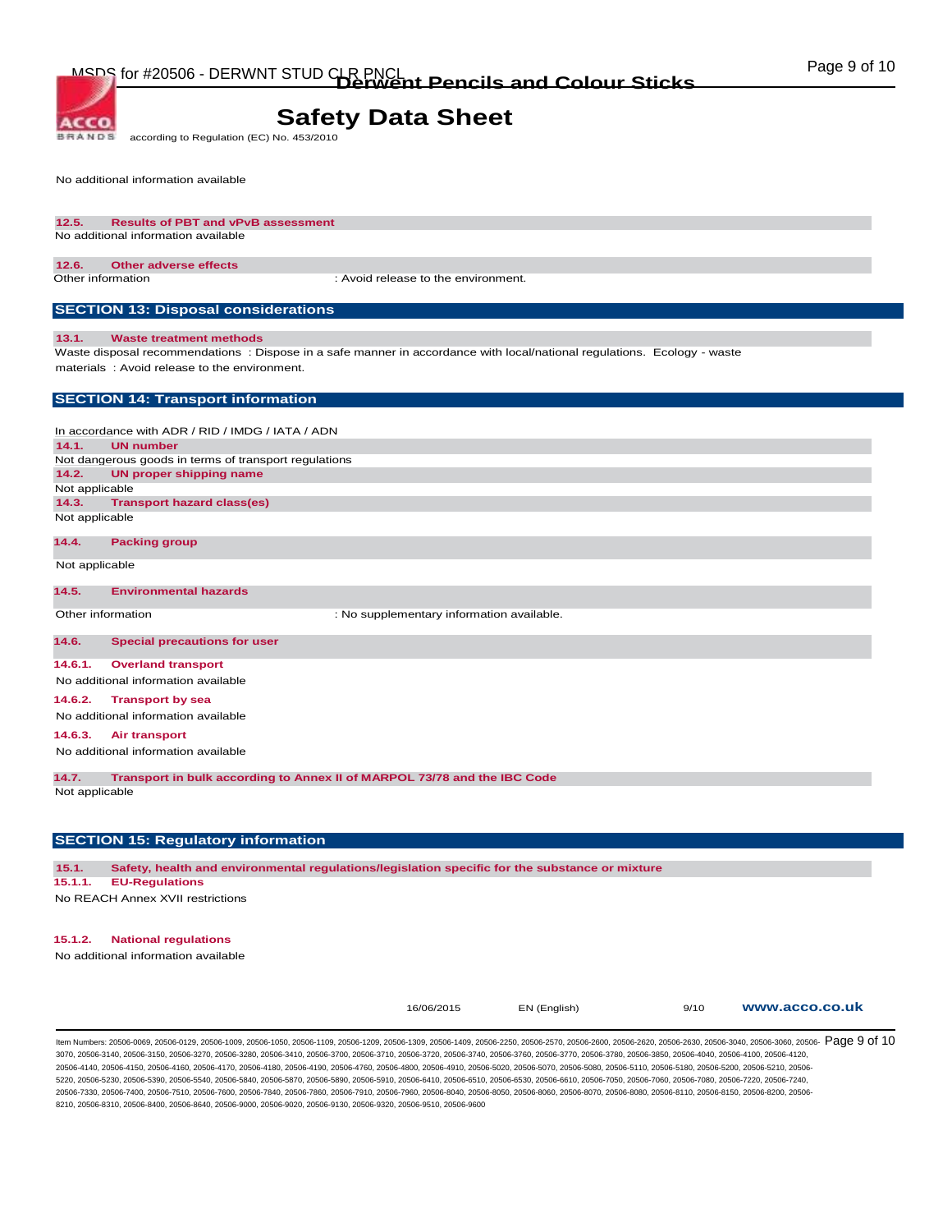No additional information available

### 12.5. Results of PBT and vPvB assessment

No additional information available

### 12.6. Other adverse effects

Other information : Avoid release to the environment.

## SECTION 13: Disposal considerations

### 13.1. Waste treatment methods

Waste disposal recommendations : Dispose in a safe manner in accordance with local/national regulations. Ecology - waste materials : Avoid release to the environment.

## SECTION 14: Transport information

In accordance with ADR / RID / IMDG / IATA / ADN

### 14.1. UN number

Not dangerous goods in terms of transport regulations

### 14.2. UN proper shipping name

Not applicable

### 14.3. Transport hazard class(es)

Not applicable

### 14.4. Packing group

Not applicable

### 14.5. Environmental hazards

Other information : No supplementary information available.

### 14.6. Special precautions for user

#### 14.6.1. Overland transport

No additional information available

#### 14.6.2. Transport by sea

No additional information available

#### 14.6.3. Air transport

No additional information available

### 14.7. Transport in bulk according to Annex II of MARPOL 73/78 and the IBC Code

Not applicable

## SECTION 15: Regulatory information

### 15.1. Safety, health and environmental regulations/legislation specific for the substance or mixture

#### 15.1.1. EU-Regulations

No REACH Annex XVII restrictions

#### 15.1.2. National regulations

No additional information available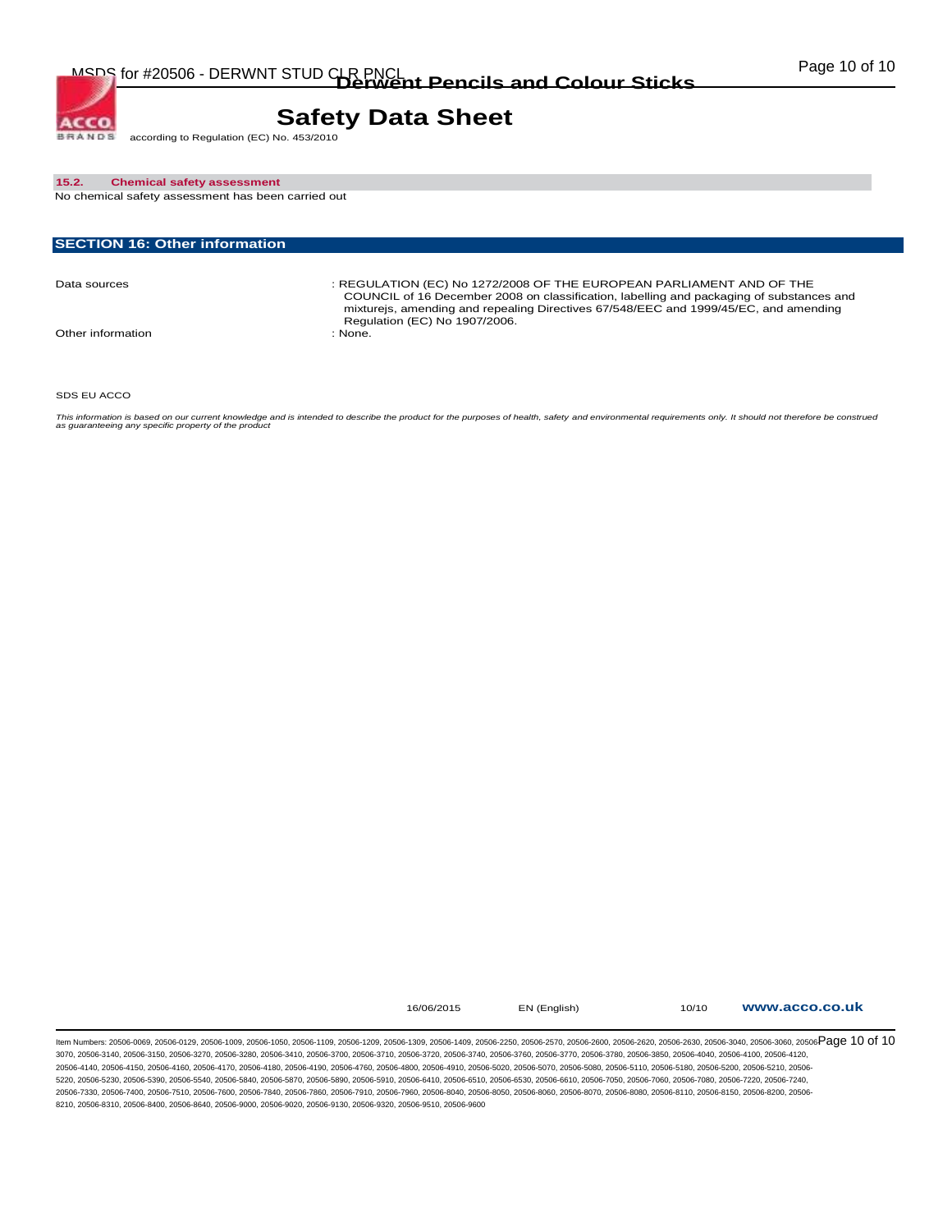### 15.2. Chemical safety assessment

No chemical safety assessment has been carried out

## SECTION 16: Other information

| | |
|---|---|
| Data sources | : REGULATION (EC) No 1272/2008 OF THE EUROPEAN PARLIAMENT AND OF THE COUNCIL of 16 December 2008 on classification, labelling and packaging of substances and mixturejs, amending and repealing Directives 67/548/EEC and 1999/45/EC, and amending Regulation (EC) No 1907/2006. |
| Other information | : None. |

SDS EU ACCO

*This information is based on our current knowledge and is intended to describe the product for the purposes of health, safety and environmental requirements only. It should not therefore be construed as guaranteeing any specific property of the product*

Item Numbers: 20506-0069, 20506-0129, 20506-1009, 20506-1050, 20506-1109, 20506-1209, 20506-1309, 20506-1409, 20506-2250, 20506-2570, 20506-2600, 20506-2620, 20506-2630, 20506-3040, 20506-3060, 20506-3070, 20506-3140, 20506-3150, 20506-3270, 20506-3280, 20506-3410, 20506-3700, 20506-3710, 20506-3720, 20506-3740, 20506-3760, 20506-3770, 20506-3780, 20506-3850, 20506-4040, 20506-4100, 20506-4120, 20506-4140, 20506-4150, 20506-4160, 20506-4170, 20506-4180, 20506-4190, 20506-4760, 20506-4800, 20506-4910, 20506-5020, 20506-5070, 20506-5080, 20506-5110, 20506-5180, 20506-5200, 20506-5210, 20506-5220, 20506-5230, 20506-5390, 20506-5540, 20506-5840, 20506-5870, 20506-5890, 20506-5910, 20506-6410, 20506-6510, 20506-6530, 20506-6610, 20506-7050, 20506-7060, 20506-7080, 20506-7220, 20506-7240, 20506-7330, 20506-7400, 20506-7510, 20506-7600, 20506-7840, 20506-7860, 20506-7910, 20506-7960, 20506-8040, 20506-8050, 20506-8060, 20506-8070, 20506-8080, 20506-8110, 20506-8150, 20506-8200, 20506-8210, 20506-8310, 20506-8400, 20506-8640, 20506-9000, 20506-9020, 20506-9130, 20506-9320, 20506-9510, 20506-9600